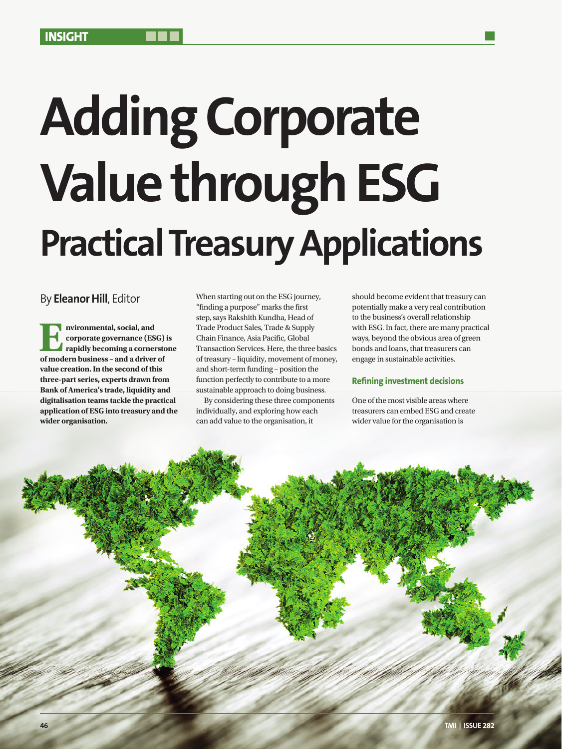# Adding Corporate Value through ESG

## Practical Treasury Applications

By **Eleanor Hill**, Editor

**Environmental, social, and corporate governance (ESG) is rapidly becoming a cornerstone of modern business – and a driver of value creation. In the second of this three-part series, experts drawn from Bank of America's trade, liquidity and digitalisation teams tackle the practical application of ESG into treasury and the wider organisation.**

When starting out on the ESG journey, "finding a purpose" marks the first step, says Rakshith Kundha, Head of Trade Product Sales, Trade & Supply Chain Finance, Asia Pacific, Global Transaction Services. Here, the three basics of treasury – liquidity, movement of money, and short-term funding – position the function perfectly to contribute to a more sustainable approach to doing business.

By considering these three components individually, and exploring how each can add value to the organisation, it should become evident that treasury can potentially make a very real contribution to the business's overall relationship with ESG. In fact, there are many practical ways, beyond the obvious area of green bonds and loans, that treasurers can engage in sustainable activities.

### Refining investment decisions

One of the most visible areas where treasurers can embed ESG and create wider value for the organisation is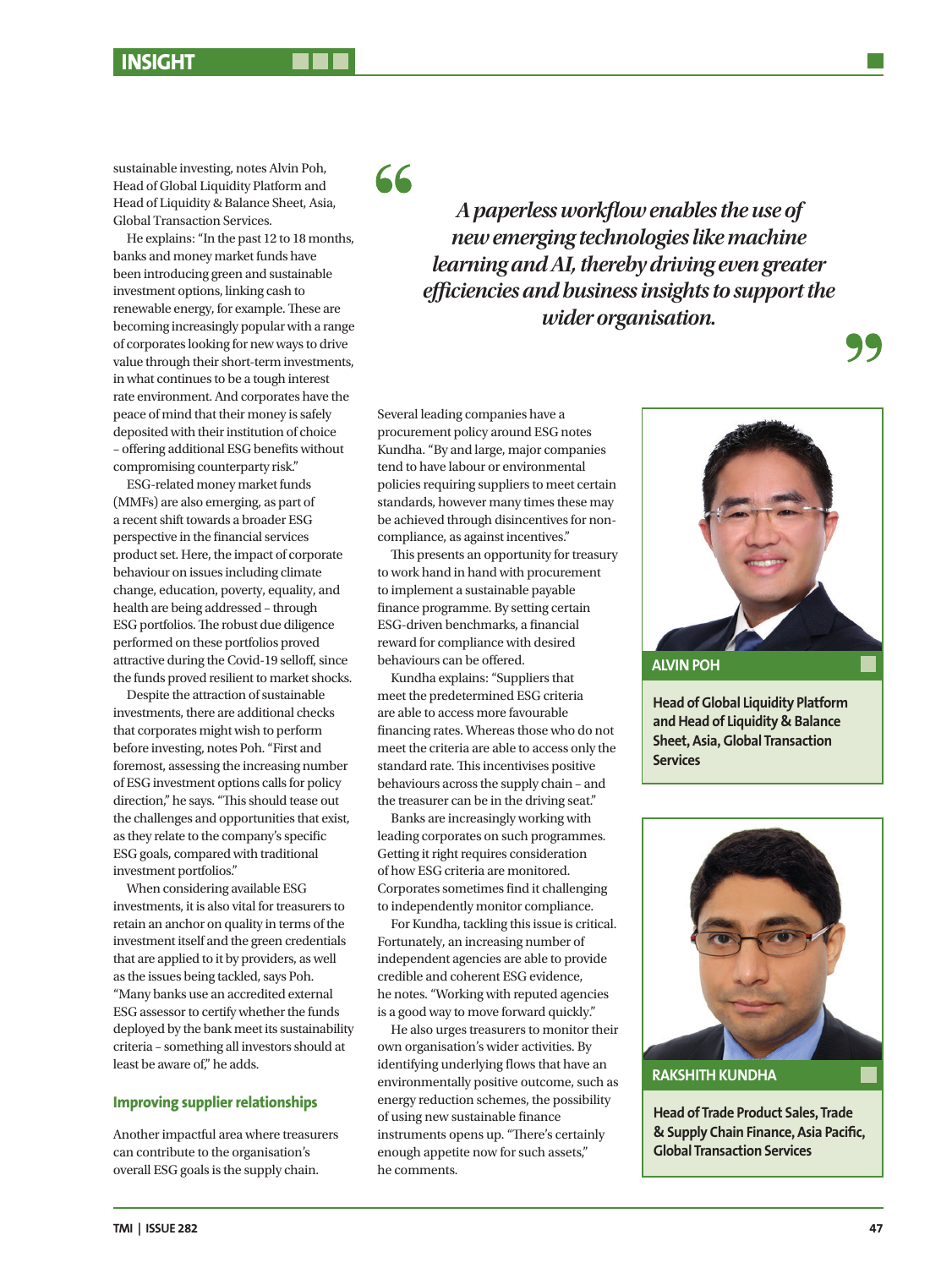sustainable investing, notes Alvin Poh, Head of Global Liquidity Platform and Head of Liquidity & Balance Sheet, Asia, Global Transaction Services.

He explains: "In the past 12 to 18 months, banks and money market funds have been introducing green and sustainable investment options, linking cash to renewable energy, for example. These are becoming increasingly popular with a range of corporates looking for new ways to drive value through their short-term investments, in what continues to be a tough interest rate environment. And corporates have the peace of mind that their money is safely deposited with their institution of choice – offering additional ESG benefits without compromising counterparty risk."

ESG-related money market funds (MMFs) are also emerging, as part of a recent shift towards a broader ESG perspective in the financial services product set. Here, the impact of corporate behaviour on issues including climate change, education, poverty, equality, and health are being addressed – through ESG portfolios. The robust due diligence performed on these portfolios proved attractive during the Covid-19 selloff, since the funds proved resilient to market shocks.

Despite the attraction of sustainable investments, there are additional checks that corporates might wish to perform before investing, notes Poh. "First and foremost, assessing the increasing number of ESG investment options calls for policy direction," he says. "This should tease out the challenges and opportunities that exist, as they relate to the company's specific ESG goals, compared with traditional investment portfolios."

When considering available ESG investments, it is also vital for treasurers to retain an anchor on quality in terms of the investment itself and the green credentials that are applied to it by providers, as well as the issues being tackled, says Poh. "Many banks use an accredited external ESG assessor to certify whether the funds deployed by the bank meet its sustainability criteria – something all investors should at least be aware of," he adds.

### Improving supplier relationships

Another impactful area where treasurers can contribute to the organisation's overall ESG goals is the supply chain.

> *A paperless workflow enables the use of new emerging technologies like machine learning and AI, thereby driving even greater efficiencies and business insights to support the wider organisation.*

Several leading companies have a procurement policy around ESG notes Kundha. "By and large, major companies tend to have labour or environmental policies requiring suppliers to meet certain standards, however many times these may be achieved through disincentives for non-compliance, as against incentives."

This presents an opportunity for treasury to work hand in hand with procurement to implement a sustainable payable finance programme. By setting certain ESG-driven benchmarks, a financial reward for compliance with desired behaviours can be offered.

Kundha explains: "Suppliers that meet the predetermined ESG criteria are able to access more favourable financing rates. Whereas those who do not meet the criteria are able to access only the standard rate. This incentivises positive behaviours across the supply chain – and the treasurer can be in the driving seat."

Banks are increasingly working with leading corporates on such programmes. Getting it right requires consideration of how ESG criteria are monitored. Corporates sometimes find it challenging to independently monitor compliance.

For Kundha, tackling this issue is critical. Fortunately, an increasing number of independent agencies are able to provide credible and coherent ESG evidence, he notes. "Working with reputed agencies is a good way to move forward quickly."

He also urges treasurers to monitor their own organisation's wider activities. By identifying underlying flows that have an environmentally positive outcome, such as energy reduction schemes, the possibility of using new sustainable finance instruments opens up. "There's certainly enough appetite now for such assets," he comments.

**ALVIN POH**

**Head of Global Liquidity Platform and Head of Liquidity & Balance Sheet, Asia, Global Transaction Services**

**RAKSHITH KUNDHA**

**Head of Trade Product Sales, Trade & Supply Chain Finance, Asia Pacific, Global Transaction Services**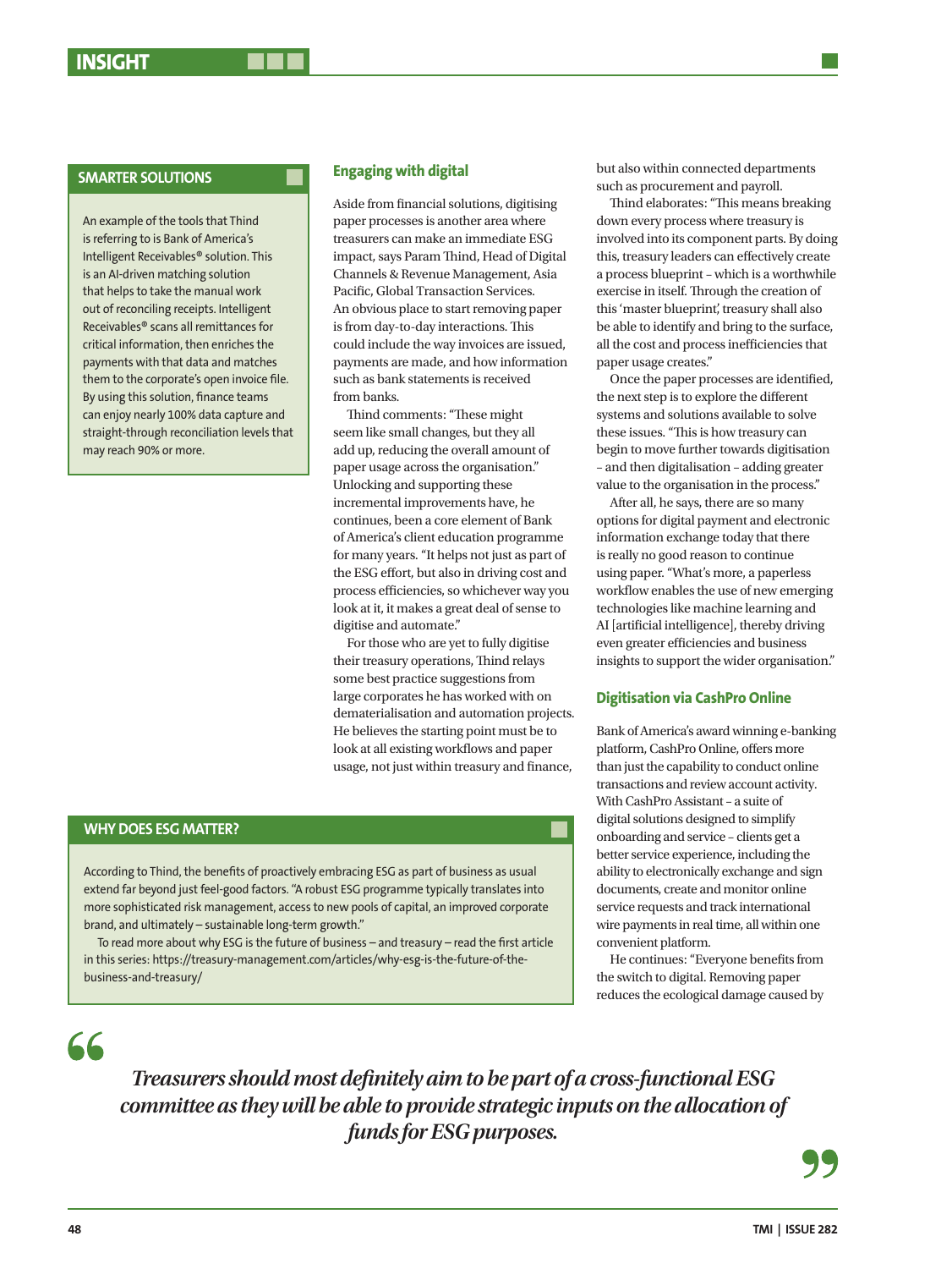### SMARTER SOLUTIONS

An example of the tools that Thind is referring to is Bank of America's Intelligent Receivables® solution. This is an AI-driven matching solution that helps to take the manual work out of reconciling receipts. Intelligent Receivables® scans all remittances for critical information, then enriches the payments with that data and matches them to the corporate's open invoice file. By using this solution, finance teams can enjoy nearly 100% data capture and straight-through reconciliation levels that may reach 90% or more.

## Engaging with digital

Aside from financial solutions, digitising paper processes is another area where treasurers can make an immediate ESG impact, says Param Thind, Head of Digital Channels & Revenue Management, Asia Pacific, Global Transaction Services. An obvious place to start removing paper is from day-to-day interactions. This could include the way invoices are issued, payments are made, and how information such as bank statements is received from banks.

Thind comments: "These might seem like small changes, but they all add up, reducing the overall amount of paper usage across the organisation." Unlocking and supporting these incremental improvements have, he continues, been a core element of Bank of America's client education programme for many years. "It helps not just as part of the ESG effort, but also in driving cost and process efficiencies, so whichever way you look at it, it makes a great deal of sense to digitise and automate."

For those who are yet to fully digitise their treasury operations, Thind relays some best practice suggestions from large corporates he has worked with on dematerialisation and automation projects. He believes the starting point must be to look at all existing workflows and paper usage, not just within treasury and finance, but also within connected departments such as procurement and payroll.

Thind elaborates: "This means breaking down every process where treasury is involved into its component parts. By doing this, treasury leaders can effectively create a process blueprint – which is a worthwhile exercise in itself. Through the creation of this 'master blueprint', treasury shall also be able to identify and bring to the surface, all the cost and process inefficiencies that paper usage creates."

Once the paper processes are identified, the next step is to explore the different systems and solutions available to solve these issues. "This is how treasury can begin to move further towards digitisation – and then digitalisation – adding greater value to the organisation in the process."

After all, he says, there are so many options for digital payment and electronic information exchange today that there is really no good reason to continue using paper. "What's more, a paperless workflow enables the use of new emerging technologies like machine learning and AI [artificial intelligence], thereby driving even greater efficiencies and business insights to support the wider organisation."

### WHY DOES ESG MATTER?

According to Thind, the benefits of proactively embracing ESG as part of business as usual extend far beyond just feel-good factors. "A robust ESG programme typically translates into more sophisticated risk management, access to new pools of capital, an improved corporate brand, and ultimately – sustainable long-term growth."

To read more about why ESG is the future of business – and treasury – read the first article in this series: https://treasury-management.com/articles/why-esg-is-the-future-of-the-business-and-treasury/

## Digitisation via CashPro Online

Bank of America's award winning e-banking platform, CashPro Online, offers more than just the capability to conduct online transactions and review account activity. With CashPro Assistant – a suite of digital solutions designed to simplify onboarding and service – clients get a better service experience, including the ability to electronically exchange and sign documents, create and monitor online service requests and track international wire payments in real time, all within one convenient platform.

He continues: "Everyone benefits from the switch to digital. Removing paper reduces the ecological damage caused by

> *Treasurers should most definitely aim to be part of a cross-functional ESG committee as they will be able to provide strategic inputs on the allocation of funds for ESG purposes.*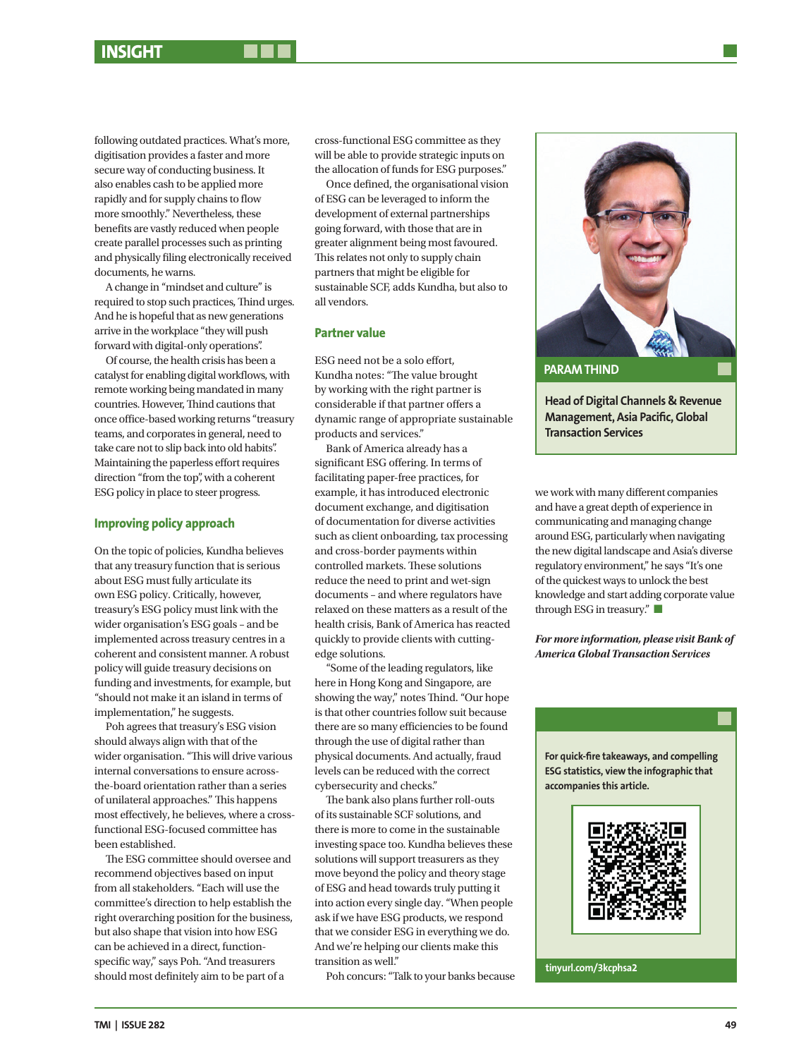following outdated practices. What's more, digitisation provides a faster and more secure way of conducting business. It also enables cash to be applied more rapidly and for supply chains to flow more smoothly." Nevertheless, these benefits are vastly reduced when people create parallel processes such as printing and physically filing electronically received documents, he warns.

A change in "mindset and culture" is required to stop such practices, Thind urges. And he is hopeful that as new generations arrive in the workplace "they will push forward with digital-only operations".

Of course, the health crisis has been a catalyst for enabling digital workflows, with remote working being mandated in many countries. However, Thind cautions that once office-based working returns "treasury teams, and corporates in general, need to take care not to slip back into old habits". Maintaining the paperless effort requires direction "from the top", with a coherent ESG policy in place to steer progress.

## Improving policy approach

On the topic of policies, Kundha believes that any treasury function that is serious about ESG must fully articulate its own ESG policy. Critically, however, treasury's ESG policy must link with the wider organisation's ESG goals – and be implemented across treasury centres in a coherent and consistent manner. A robust policy will guide treasury decisions on funding and investments, for example, but "should not make it an island in terms of implementation," he suggests.

Poh agrees that treasury's ESG vision should always align with that of the wider organisation. "This will drive various internal conversations to ensure across-the-board orientation rather than a series of unilateral approaches." This happens most effectively, he believes, where a cross-functional ESG-focused committee has been established.

The ESG committee should oversee and recommend objectives based on input from all stakeholders. "Each will use the committee's direction to help establish the right overarching position for the business, but also shape that vision into how ESG can be achieved in a direct, function-specific way," says Poh. "And treasurers should most definitely aim to be part of a cross-functional ESG committee as they will be able to provide strategic inputs on the allocation of funds for ESG purposes."

Once defined, the organisational vision of ESG can be leveraged to inform the development of external partnerships going forward, with those that are in greater alignment being most favoured. This relates not only to supply chain partners that might be eligible for sustainable SCF, adds Kundha, but also to all vendors.

## Partner value

ESG need not be a solo effort, Kundha notes: "The value brought by working with the right partner is considerable if that partner offers a dynamic range of appropriate sustainable products and services."

Bank of America already has a significant ESG offering. In terms of facilitating paper-free practices, for example, it has introduced electronic document exchange, and digitisation of documentation for diverse activities such as client onboarding, tax processing and cross-border payments within controlled markets. These solutions reduce the need to print and wet-sign documents – and where regulators have relaxed on these matters as a result of the health crisis, Bank of America has reacted quickly to provide clients with cutting-edge solutions.

"Some of the leading regulators, like here in Hong Kong and Singapore, are showing the way," notes Thind. "Our hope is that other countries follow suit because there are so many efficiencies to be found through the use of digital rather than physical documents. And actually, fraud levels can be reduced with the correct cybersecurity and checks."

The bank also plans further roll-outs of its sustainable SCF solutions, and there is more to come in the sustainable investing space too. Kundha believes these solutions will support treasurers as they move beyond the policy and theory stage of ESG and head towards truly putting it into action every single day. "When people ask if we have ESG products, we respond that we consider ESG in everything we do. And we're helping our clients make this transition as well."

Poh concurs: "Talk to your banks because we work with many different companies and have a great depth of experience in communicating and managing change around ESG, particularly when navigating the new digital landscape and Asia's diverse regulatory environment," he says "It's one of the quickest ways to unlock the best knowledge and start adding corporate value through ESG in treasury."

**PARAM THIND**

**Head of Digital Channels & Revenue Management, Asia Pacific, Global Transaction Services**

***For more information, please visit Bank of America Global Transaction Services***

**For quick-fire takeaways, and compelling ESG statistics, view the infographic that accompanies this article.**

tinyurl.com/3kcphsa2